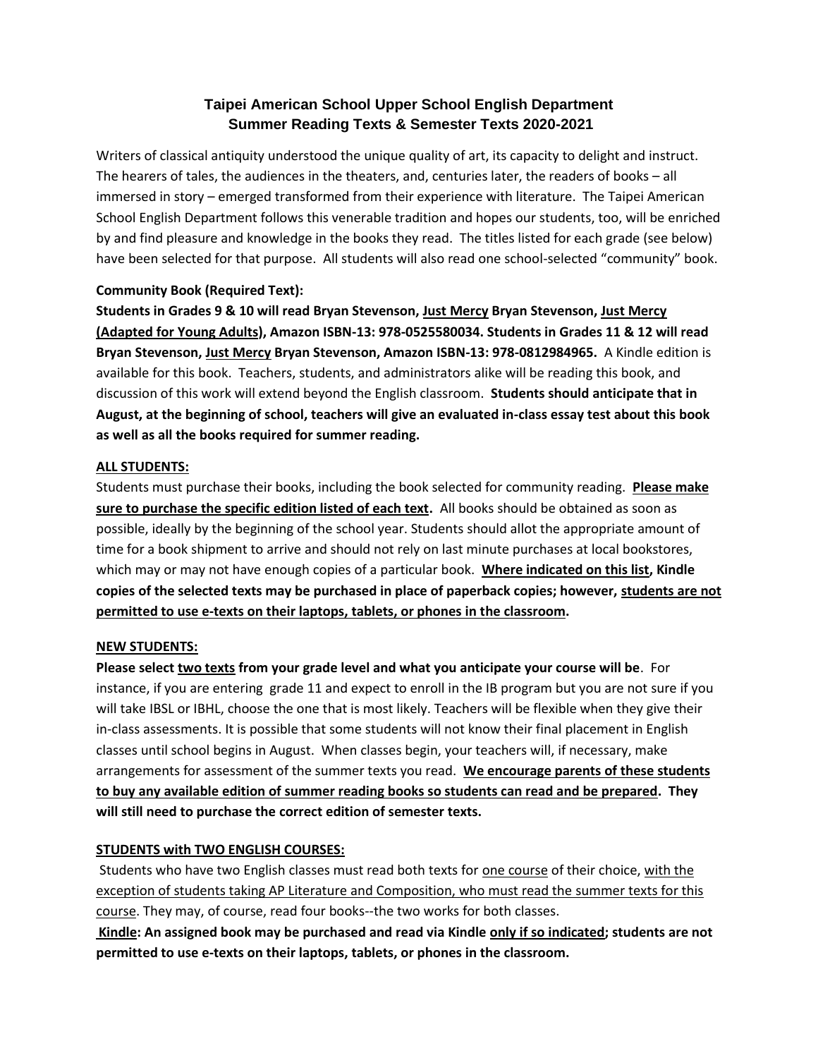# Taipei American School Upper School English Department
## Summer Reading Texts & Semester Texts 2020-2021

Writers of classical antiquity understood the unique quality of art, its capacity to delight and instruct. The hearers of tales, the audiences in the theaters, and, centuries later, the readers of books – all immersed in story – emerged transformed from their experience with literature. The Taipei American School English Department follows this venerable tradition and hopes our students, too, will be enriched by and find pleasure and knowledge in the books they read. The titles listed for each grade (see below) have been selected for that purpose. All students will also read one school-selected "community" book.

**Community Book (Required Text):**

**Students in Grades 9 & 10 will read Bryan Stevenson, Just Mercy Bryan Stevenson, Just Mercy (Adapted for Young Adults), Amazon ISBN-13: 978-0525580034. Students in Grades 11 & 12 will read Bryan Stevenson, Just Mercy Bryan Stevenson, Amazon ISBN-13: 978-0812984965.** A Kindle edition is available for this book. Teachers, students, and administrators alike will be reading this book, and discussion of this work will extend beyond the English classroom. **Students should anticipate that in August, at the beginning of school, teachers will give an evaluated in-class essay test about this book as well as all the books required for summer reading.**

**ALL STUDENTS:**

Students must purchase their books, including the book selected for community reading. **Please make sure to purchase the specific edition listed of each text.** All books should be obtained as soon as possible, ideally by the beginning of the school year. Students should allot the appropriate amount of time for a book shipment to arrive and should not rely on last minute purchases at local bookstores, which may or may not have enough copies of a particular book. **Where indicated on this list, Kindle copies of the selected texts may be purchased in place of paperback copies; however, students are not permitted to use e-texts on their laptops, tablets, or phones in the classroom.**

**NEW STUDENTS:**

**Please select two texts from your grade level and what you anticipate your course will be.** For instance, if you are entering grade 11 and expect to enroll in the IB program but you are not sure if you will take IBSL or IBHL, choose the one that is most likely. Teachers will be flexible when they give their in-class assessments. It is possible that some students will not know their final placement in English classes until school begins in August. When classes begin, your teachers will, if necessary, make arrangements for assessment of the summer texts you read. **We encourage parents of these students to buy any available edition of summer reading books so students can read and be prepared. They will still need to purchase the correct edition of semester texts.**

**STUDENTS with TWO ENGLISH COURSES:**

Students who have two English classes must read both texts for one course of their choice, with the exception of students taking AP Literature and Composition, who must read the summer texts for this course. They may, of course, read four books--the two works for both classes.

**Kindle: An assigned book may be purchased and read via Kindle only if so indicated; students are not permitted to use e-texts on their laptops, tablets, or phones in the classroom.**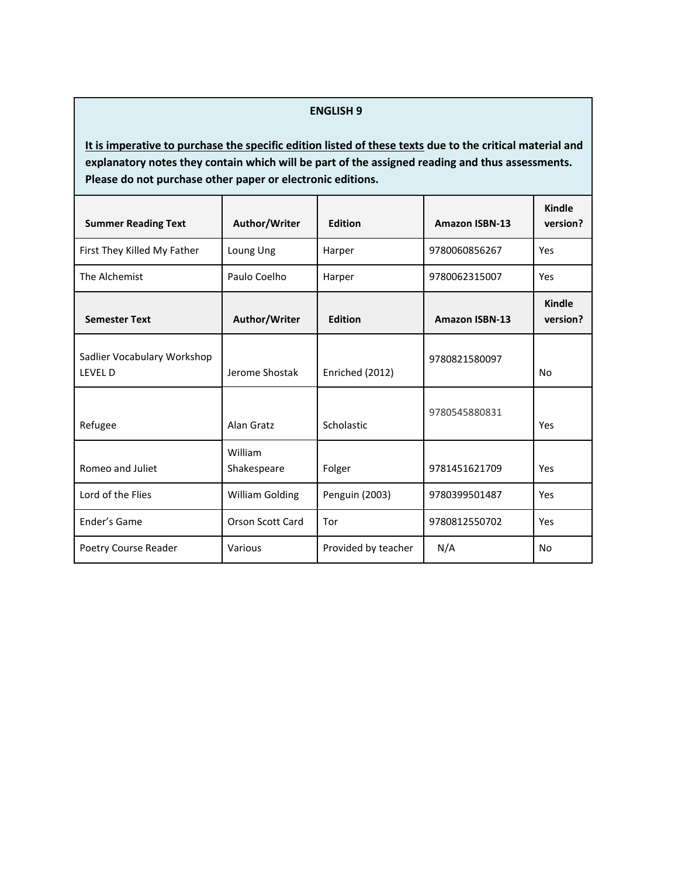## ENGLISH 9

**<u>It is imperative to purchase the specific edition listed of these texts</u> due to the critical material and explanatory notes they contain which will be part of the assigned reading and thus assessments. Please do not purchase other paper or electronic editions.**

| Summer Reading Text | Author/Writer | Edition | Amazon ISBN-13 | Kindle version? |
|---|---|---|---|---|
| First They Killed My Father | Loung Ung | Harper | 9780060856267 | Yes |
| The Alchemist | Paulo Coelho | Harper | 9780062315007 | Yes |
| **Semester Text** | **Author/Writer** | **Edition** | **Amazon ISBN-13** | **Kindle version?** |
| Sadlier Vocabulary Workshop LEVEL D | Jerome Shostak | Enriched (2012) | 9780821580097 | No |
| Refugee | Alan Gratz | Scholastic | 9780545880831 | Yes |
| Romeo and Juliet | William Shakespeare | Folger | 9781451621709 | Yes |
| Lord of the Flies | William Golding | Penguin (2003) | 9780399501487 | Yes |
| Ender's Game | Orson Scott Card | Tor | 9780812550702 | Yes |
| Poetry Course Reader | Various | Provided by teacher | N/A | No |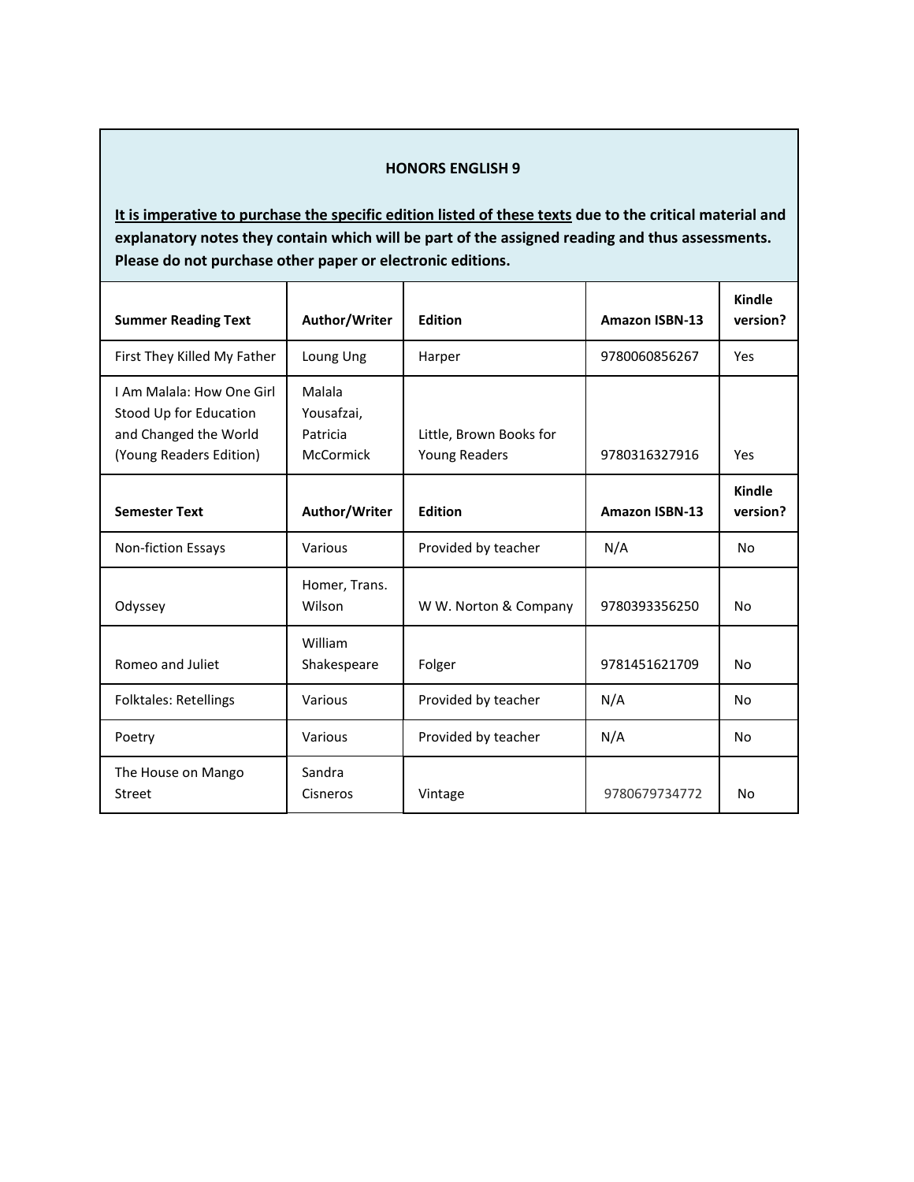## HONORS ENGLISH 9

**<u>It is imperative to purchase the specific edition listed of these texts</u> due to the critical material and explanatory notes they contain which will be part of the assigned reading and thus assessments. Please do not purchase other paper or electronic editions.**

| **Summer Reading Text** | **Author/Writer** | **Edition** | **Amazon ISBN-13** | **Kindle version?** |
|---|---|---|---|---|
| First They Killed My Father | Loung Ung | Harper | 9780060856267 | Yes |
| I Am Malala: How One Girl Stood Up for Education and Changed the World (Young Readers Edition) | Malala Yousafzai, Patricia McCormick | Little, Brown Books for Young Readers | 9780316327916 | Yes |
| **Semester Text** | **Author/Writer** | **Edition** | **Amazon ISBN-13** | **Kindle version?** |
| Non-fiction Essays | Various | Provided by teacher | N/A | No |
| Odyssey | Homer, Trans. Wilson | W W. Norton & Company | 9780393356250 | No |
| Romeo and Juliet | William Shakespeare | Folger | 9781451621709 | No |
| Folktales: Retellings | Various | Provided by teacher | N/A | No |
| Poetry | Various | Provided by teacher | N/A | No |
| The House on Mango Street | Sandra Cisneros | Vintage | 9780679734772 | No |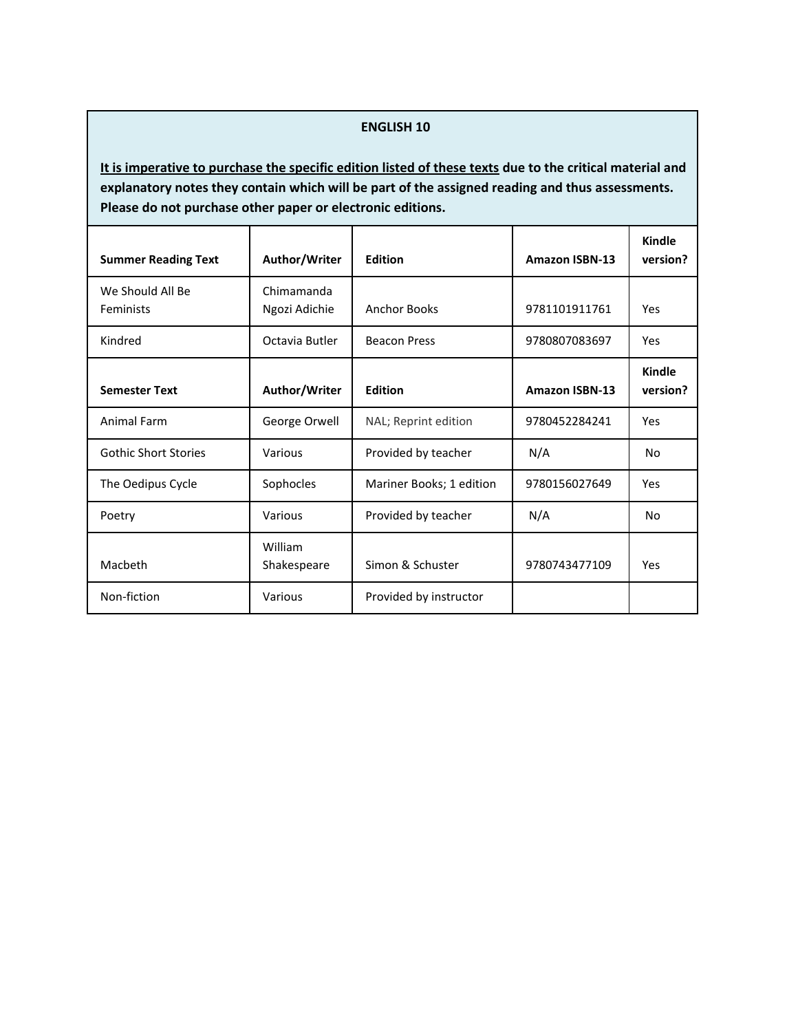## ENGLISH 10

**<u>It is imperative to purchase the specific edition listed of these texts</u> due to the critical material and explanatory notes they contain which will be part of the assigned reading and thus assessments. Please do not purchase other paper or electronic editions.**

| Summer Reading Text | Author/Writer | Edition | Amazon ISBN-13 | Kindle version? |
|---|---|---|---|---|
| We Should All Be Feminists | Chimamanda Ngozi Adichie | Anchor Books | 9781101911761 | Yes |
| Kindred | Octavia Butler | Beacon Press | 9780807083697 | Yes |
| **Semester Text** | **Author/Writer** | **Edition** | **Amazon ISBN-13** | **Kindle version?** |
| Animal Farm | George Orwell | NAL; Reprint edition | 9780452284241 | Yes |
| Gothic Short Stories | Various | Provided by teacher | N/A | No |
| The Oedipus Cycle | Sophocles | Mariner Books; 1 edition | 9780156027649 | Yes |
| Poetry | Various | Provided by teacher | N/A | No |
| Macbeth | William Shakespeare | Simon & Schuster | 9780743477109 | Yes |
| Non-fiction | Various | Provided by instructor | | |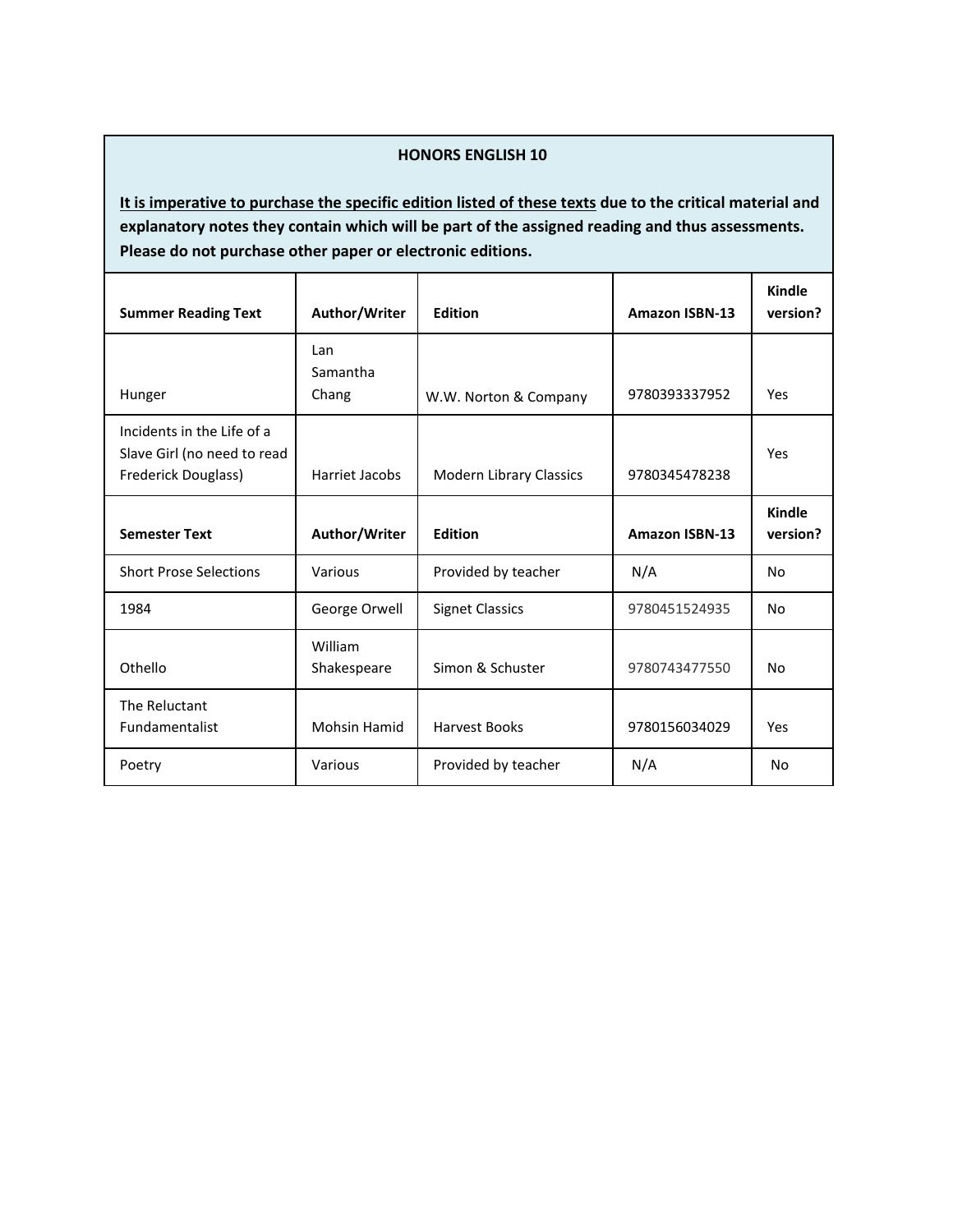## HONORS ENGLISH 10

**<u>It is imperative to purchase the specific edition listed of these texts</u> due to the critical material and explanatory notes they contain which will be part of the assigned reading and thus assessments. Please do not purchase other paper or electronic editions.**

| **Summer Reading Text** | **Author/Writer** | **Edition** | **Amazon ISBN-13** | **Kindle version?** |
|---|---|---|---|---|
| Hunger | Lan Samantha Chang | W.W. Norton & Company | 9780393337952 | Yes |
| Incidents in the Life of a Slave Girl (no need to read Frederick Douglass) | Harriet Jacobs | Modern Library Classics | 9780345478238 | Yes |
| **Semester Text** | **Author/Writer** | **Edition** | **Amazon ISBN-13** | **Kindle version?** |
| Short Prose Selections | Various | Provided by teacher | N/A | No |
| 1984 | George Orwell | Signet Classics | 9780451524935 | No |
| Othello | William Shakespeare | Simon & Schuster | 9780743477550 | No |
| The Reluctant Fundamentalist | Mohsin Hamid | Harvest Books | 9780156034029 | Yes |
| Poetry | Various | Provided by teacher | N/A | No |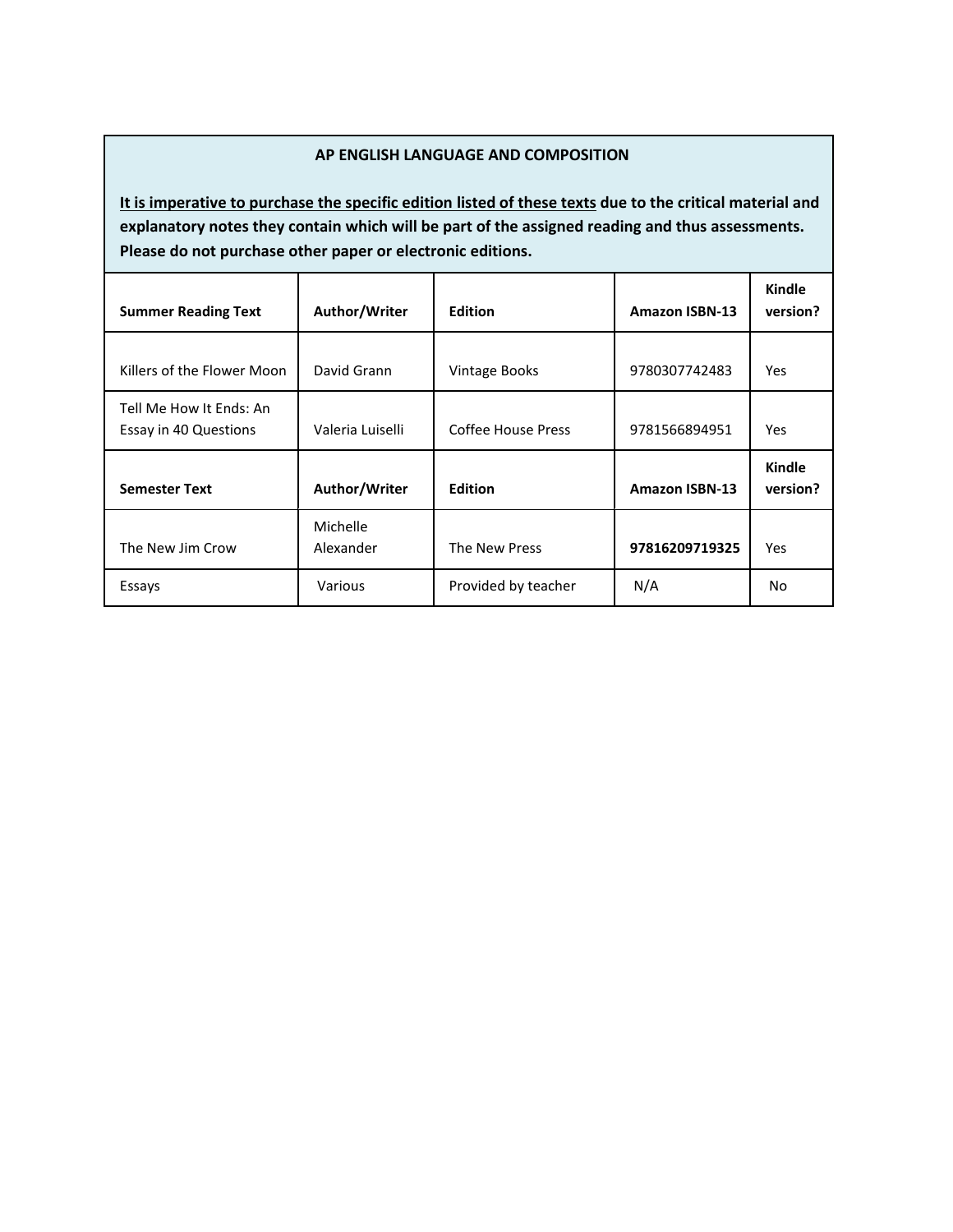## AP ENGLISH LANGUAGE AND COMPOSITION

**<u>It is imperative to purchase the specific edition listed of these texts</u> due to the critical material and explanatory notes they contain which will be part of the assigned reading and thus assessments. Please do not purchase other paper or electronic editions.**

| **Summer Reading Text** | **Author/Writer** | **Edition** | **Amazon ISBN-13** | **Kindle version?** |
|---|---|---|---|---|
| Killers of the Flower Moon | David Grann | Vintage Books | 9780307742483 | Yes |
| Tell Me How It Ends: An Essay in 40 Questions | Valeria Luiselli | Coffee House Press | 9781566894951 | Yes |
| **Semester Text** | **Author/Writer** | **Edition** | **Amazon ISBN-13** | **Kindle version?** |
| The New Jim Crow | Michelle Alexander | The New Press | **97816209719325** | Yes |
| Essays | Various | Provided by teacher | N/A | No |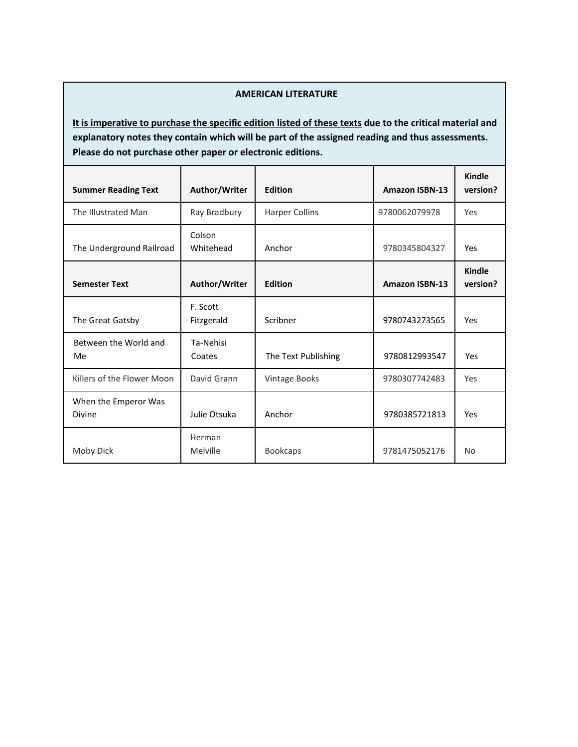**AMERICAN LITERATURE**

**<u>It is imperative to purchase the specific edition listed of these texts</u> due to the critical material and explanatory notes they contain which will be part of the assigned reading and thus assessments. Please do not purchase other paper or electronic editions.**

| Summer Reading Text | Author/Writer | Edition | Amazon ISBN-13 | Kindle version? |
|---|---|---|---|---|
| The Illustrated Man | Ray Bradbury | Harper Collins | 9780062079978 | Yes |
| The Underground Railroad | Colson Whitehead | Anchor | 9780345804327 | Yes |
| **Semester Text** | **Author/Writer** | **Edition** | **Amazon ISBN-13** | **Kindle version?** |
| The Great Gatsby | F. Scott Fitzgerald | Scribner | 9780743273565 | Yes |
| Between the World and Me | Ta-Nehisi Coates | The Text Publishing | 9780812993547 | Yes |
| Killers of the Flower Moon | David Grann | Vintage Books | 9780307742483 | Yes |
| When the Emperor Was Divine | Julie Otsuka | Anchor | 9780385721813 | Yes |
| Moby Dick | Herman Melville | Bookcaps | 9781475052176 | No |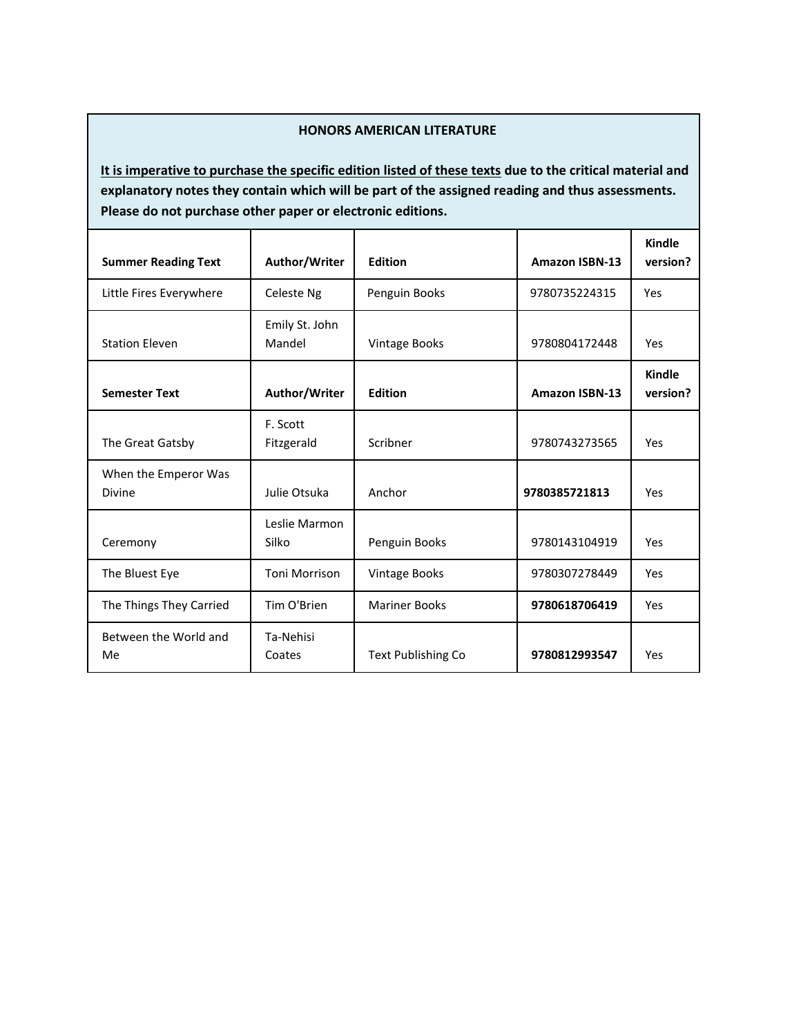**HONORS AMERICAN LITERATURE**

**<u>It is imperative to purchase the specific edition listed of these texts</u> due to the critical material and explanatory notes they contain which will be part of the assigned reading and thus assessments. Please do not purchase other paper or electronic editions.**

| Summer Reading Text | Author/Writer | Edition | Amazon ISBN-13 | Kindle version? |
|---|---|---|---|---|
| Little Fires Everywhere | Celeste Ng | Penguin Books | 9780735224315 | Yes |
| Station Eleven | Emily St. John Mandel | Vintage Books | 9780804172448 | Yes |
| **Semester Text** | **Author/Writer** | **Edition** | **Amazon ISBN-13** | **Kindle version?** |
| The Great Gatsby | F. Scott Fitzgerald | Scribner | 9780743273565 | Yes |
| When the Emperor Was Divine | Julie Otsuka | Anchor | **9780385721813** | Yes |
| Ceremony | Leslie Marmon Silko | Penguin Books | 9780143104919 | Yes |
| The Bluest Eye | Toni Morrison | Vintage Books | 9780307278449 | Yes |
| The Things They Carried | Tim O'Brien | Mariner Books | **9780618706419** | Yes |
| Between the World and Me | Ta-Nehisi Coates | Text Publishing Co | **9780812993547** | Yes |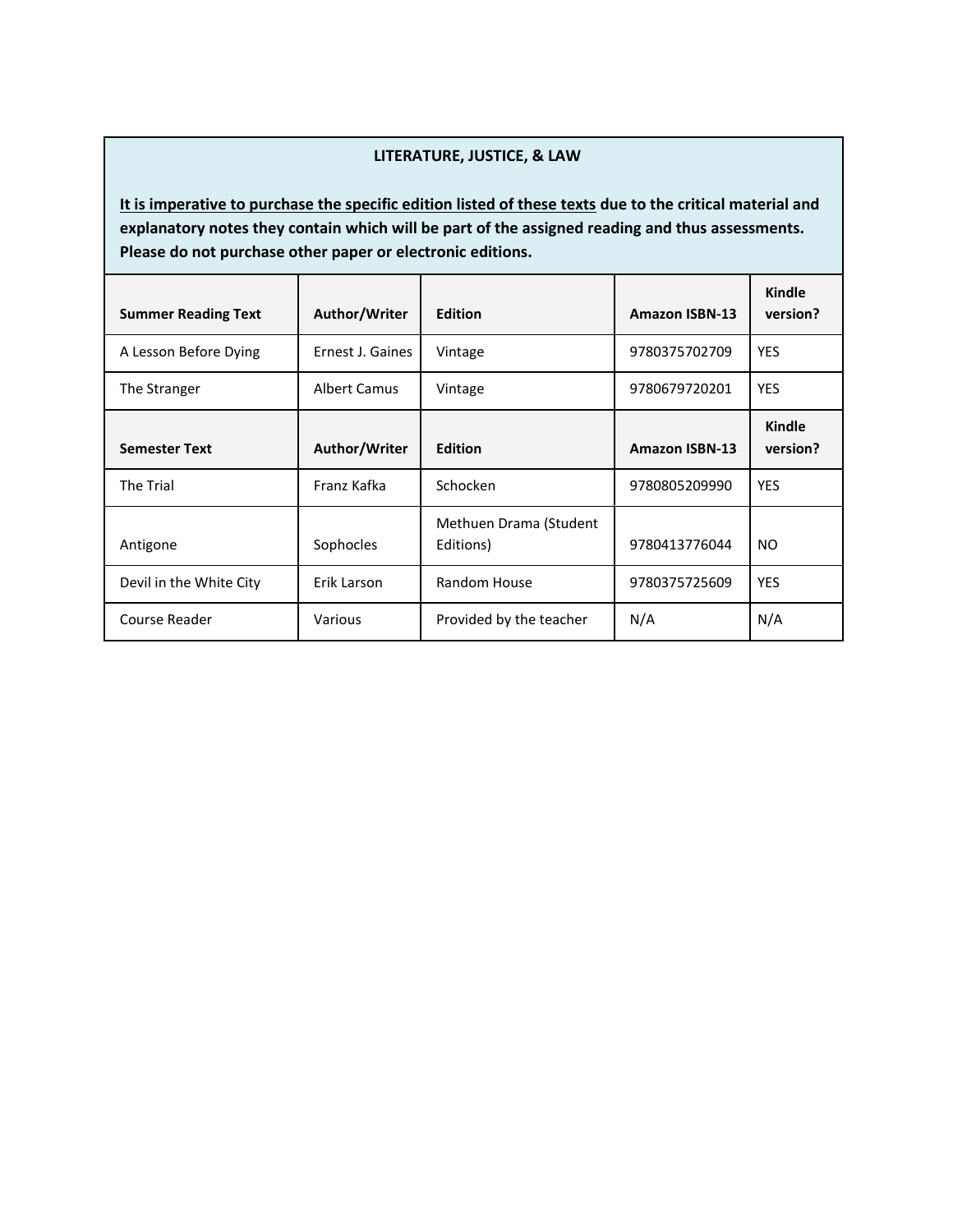**LITERATURE, JUSTICE, & LAW**

**It is imperative to purchase the specific edition listed of these texts due to the critical material and explanatory notes they contain which will be part of the assigned reading and thus assessments. Please do not purchase other paper or electronic editions.**

| Summer Reading Text | Author/Writer | Edition | Amazon ISBN-13 | Kindle version? |
|---|---|---|---|---|
| A Lesson Before Dying | Ernest J. Gaines | Vintage | 9780375702709 | YES |
| The Stranger | Albert Camus | Vintage | 9780679720201 | YES |
| **Semester Text** | **Author/Writer** | **Edition** | **Amazon ISBN-13** | **Kindle version?** |
| The Trial | Franz Kafka | Schocken | 9780805209990 | YES |
| Antigone | Sophocles | Methuen Drama (Student Editions) | 9780413776044 | NO |
| Devil in the White City | Erik Larson | Random House | 9780375725609 | YES |
| Course Reader | Various | Provided by the teacher | N/A | N/A |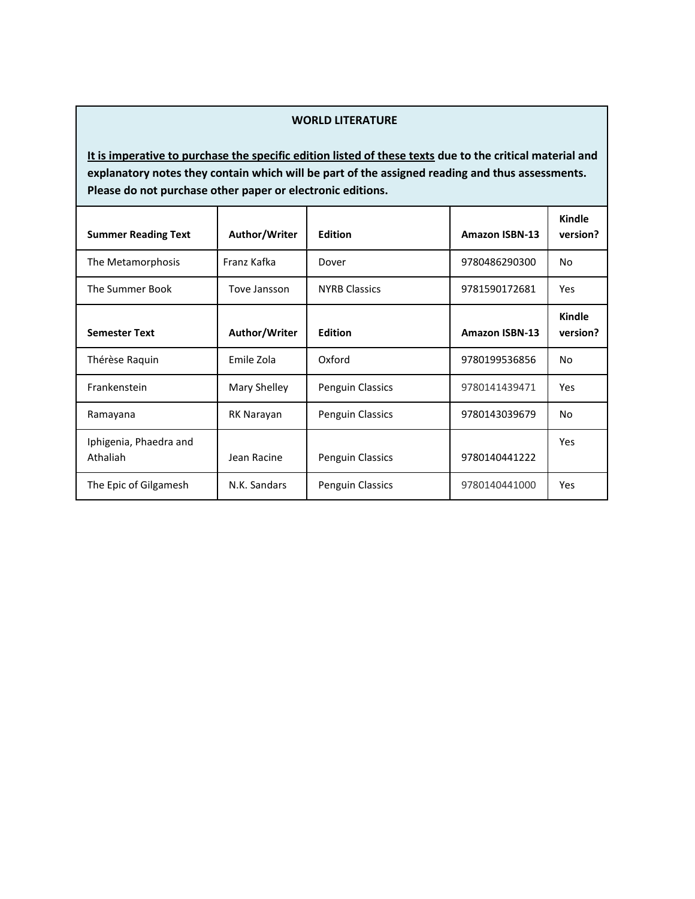## WORLD LITERATURE

**<u>It is imperative to purchase the specific edition listed of these texts</u> due to the critical material and explanatory notes they contain which will be part of the assigned reading and thus assessments. Please do not purchase other paper or electronic editions.**

| Summer Reading Text | Author/Writer | Edition | Amazon ISBN-13 | Kindle version? |
|---|---|---|---|---|
| The Metamorphosis | Franz Kafka | Dover | 9780486290300 | No |
| The Summer Book | Tove Jansson | NYRB Classics | 9781590172681 | Yes |
| **Semester Text** | **Author/Writer** | **Edition** | **Amazon ISBN-13** | **Kindle version?** |
| Thérèse Raquin | Emile Zola | Oxford | 9780199536856 | No |
| Frankenstein | Mary Shelley | Penguin Classics | 9780141439471 | Yes |
| Ramayana | RK Narayan | Penguin Classics | 9780143039679 | No |
| Iphigenia, Phaedra and Athaliah | Jean Racine | Penguin Classics | 9780140441222 | Yes |
| The Epic of Gilgamesh | N.K. Sandars | Penguin Classics | 9780140441000 | Yes |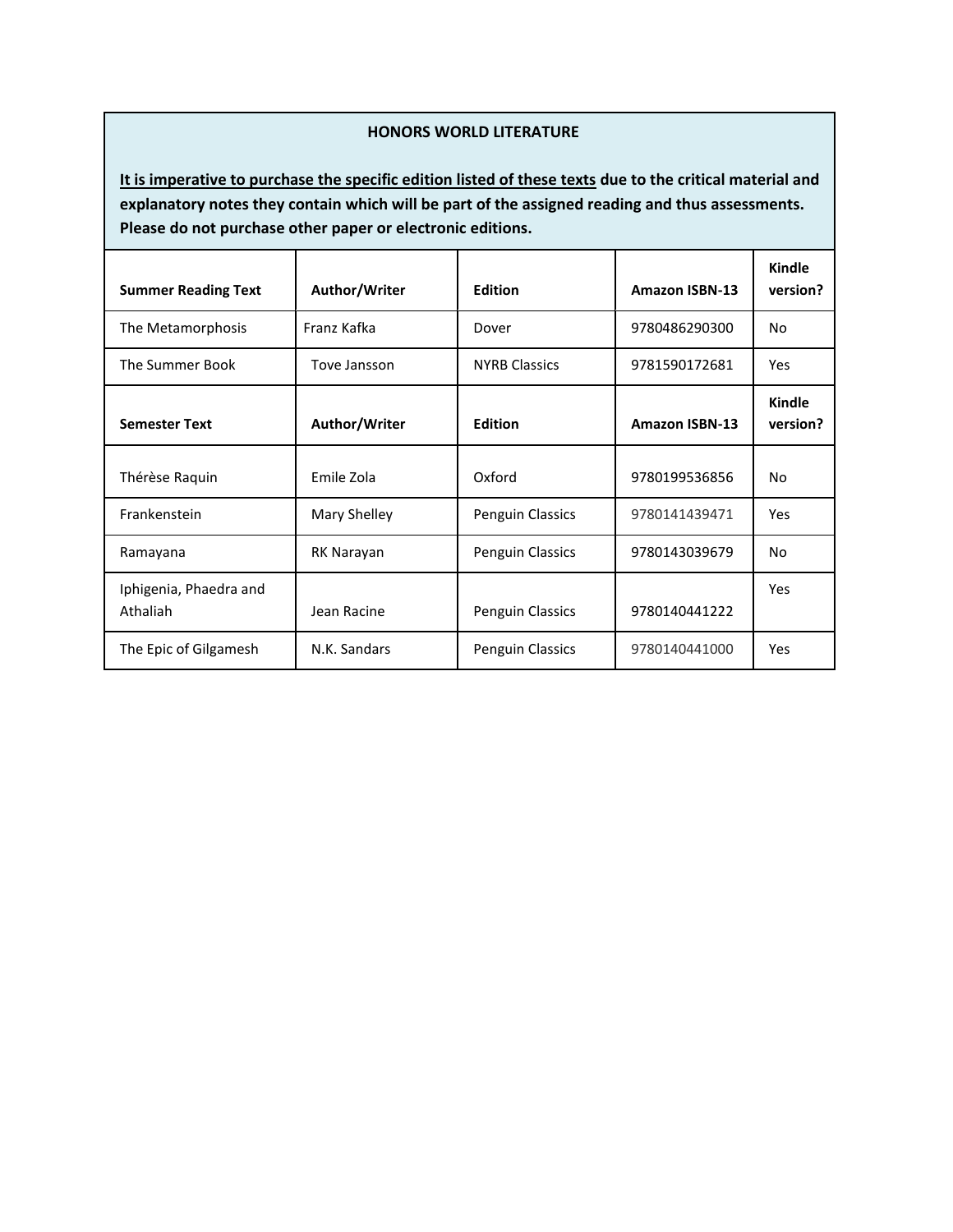## HONORS WORLD LITERATURE

**<u>It is imperative to purchase the specific edition listed of these texts</u> due to the critical material and explanatory notes they contain which will be part of the assigned reading and thus assessments. Please do not purchase other paper or electronic editions.**

| **Summer Reading Text** | **Author/Writer** | **Edition** | **Amazon ISBN-13** | **Kindle version?** |
|---|---|---|---|---|
| The Metamorphosis | Franz Kafka | Dover | 9780486290300 | No |
| The Summer Book | Tove Jansson | NYRB Classics | 9781590172681 | Yes |
| **Semester Text** | **Author/Writer** | **Edition** | **Amazon ISBN-13** | **Kindle version?** |
| Thérèse Raquin | Emile Zola | Oxford | 9780199536856 | No |
| Frankenstein | Mary Shelley | Penguin Classics | 9780141439471 | Yes |
| Ramayana | RK Narayan | Penguin Classics | 9780143039679 | No |
| Iphigenia, Phaedra and Athaliah | Jean Racine | Penguin Classics | 9780140441222 | Yes |
| The Epic of Gilgamesh | N.K. Sandars | Penguin Classics | 9780140441000 | Yes |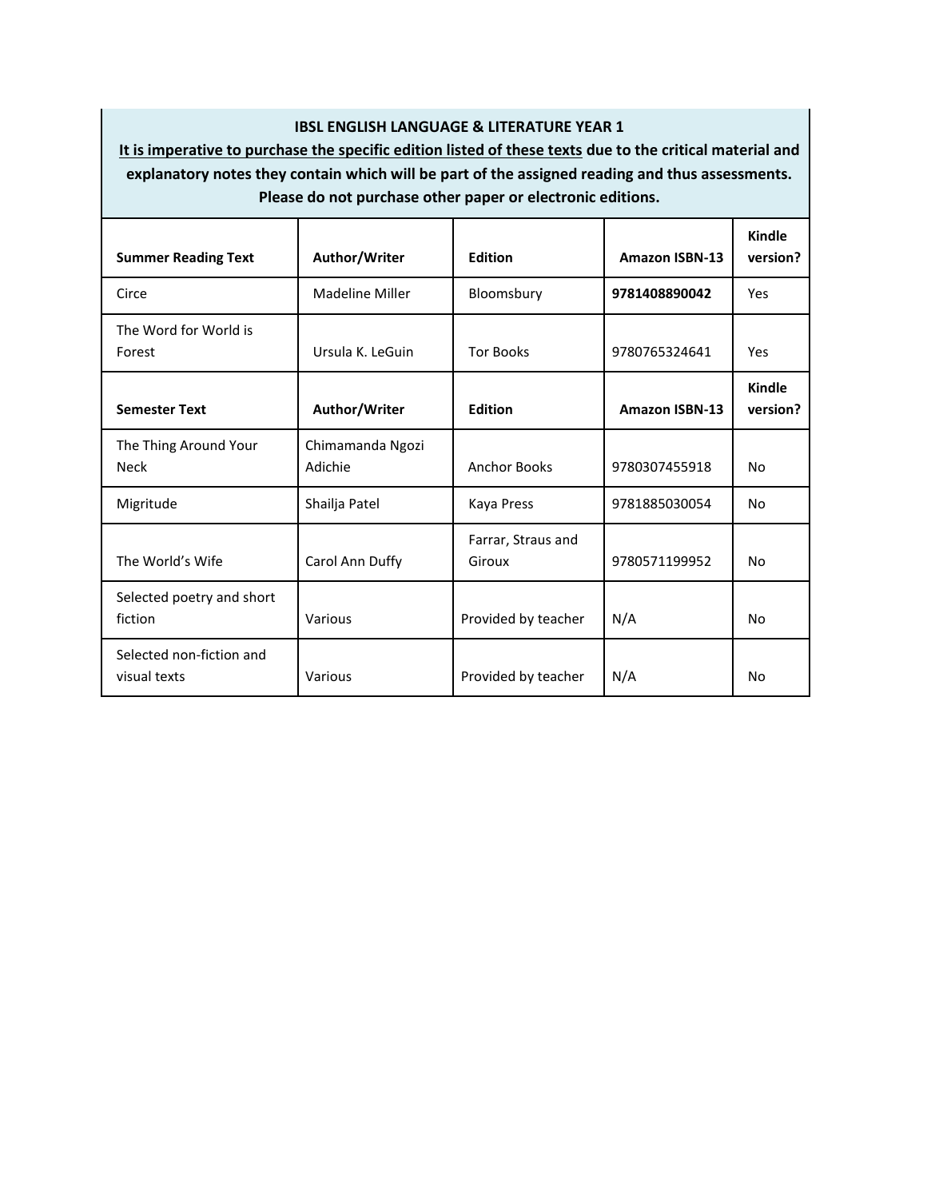**IBSL ENGLISH LANGUAGE & LITERATURE YEAR 1**

**It is imperative to purchase the specific edition listed of these texts due to the critical material and explanatory notes they contain which will be part of the assigned reading and thus assessments. Please do not purchase other paper or electronic editions.**

| **Summer Reading Text** | **Author/Writer** | **Edition** | **Amazon ISBN-13** | **Kindle version?** |
|---|---|---|---|---|
| Circe | Madeline Miller | Bloomsbury | **9781408890042** | Yes |
| The Word for World is Forest | Ursula K. LeGuin | Tor Books | 9780765324641 | Yes |
| **Semester Text** | **Author/Writer** | **Edition** | **Amazon ISBN-13** | **Kindle version?** |
| The Thing Around Your Neck | Chimamanda Ngozi Adichie | Anchor Books | 9780307455918 | No |
| Migritude | Shailja Patel | Kaya Press | 9781885030054 | No |
| The World's Wife | Carol Ann Duffy | Farrar, Straus and Giroux | 9780571199952 | No |
| Selected poetry and short fiction | Various | Provided by teacher | N/A | No |
| Selected non-fiction and visual texts | Various | Provided by teacher | N/A | No |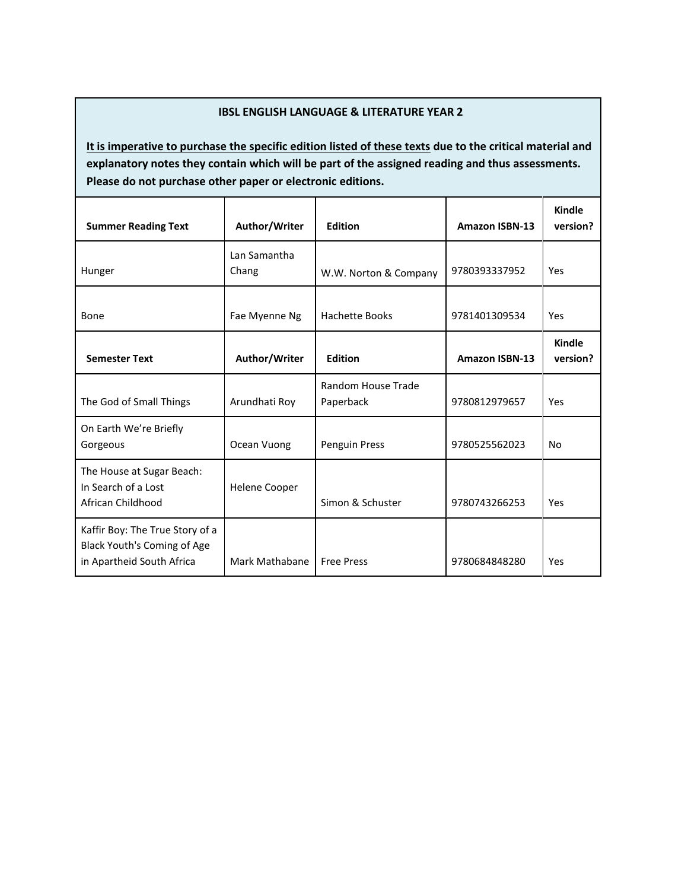## IBSL ENGLISH LANGUAGE & LITERATURE YEAR 2

**<u>It is imperative to purchase the specific edition listed of these texts</u> due to the critical material and explanatory notes they contain which will be part of the assigned reading and thus assessments. Please do not purchase other paper or electronic editions.**

| Summer Reading Text | Author/Writer | Edition | Amazon ISBN-13 | Kindle version? |
|---|---|---|---|---|
| Hunger | Lan Samantha Chang | W.W. Norton & Company | 9780393337952 | Yes |
| Bone | Fae Myenne Ng | Hachette Books | 9781401309534 | Yes |
| **Semester Text** | **Author/Writer** | **Edition** | **Amazon ISBN-13** | **Kindle version?** |
| The God of Small Things | Arundhati Roy | Random House Trade Paperback | 9780812979657 | Yes |
| On Earth We're Briefly Gorgeous | Ocean Vuong | Penguin Press | 9780525562023 | No |
| The House at Sugar Beach: In Search of a Lost African Childhood | Helene Cooper | Simon & Schuster | 9780743266253 | Yes |
| Kaffir Boy: The True Story of a Black Youth's Coming of Age in Apartheid South Africa | Mark Mathabane | Free Press | 9780684848280 | Yes |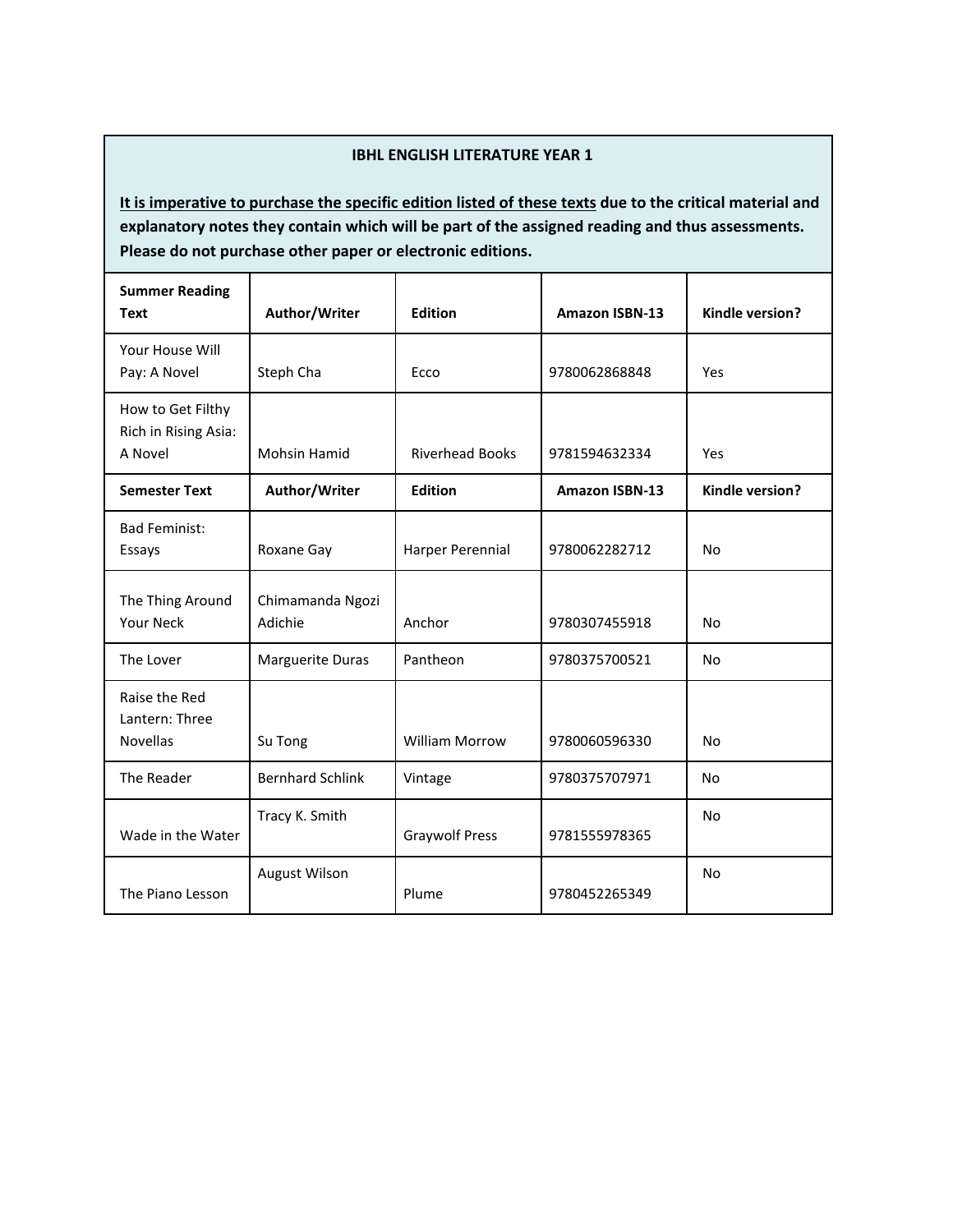**IBHL ENGLISH LITERATURE YEAR 1**

**<u>It is imperative to purchase the specific edition listed of these texts</u> due to the critical material and explanatory notes they contain which will be part of the assigned reading and thus assessments. Please do not purchase other paper or electronic editions.**

| Summer Reading Text | Author/Writer | Edition | Amazon ISBN-13 | Kindle version? |
|---|---|---|---|---|
| Your House Will Pay: A Novel | Steph Cha | Ecco | 9780062868848 | Yes |
| How to Get Filthy Rich in Rising Asia: A Novel | Mohsin Hamid | Riverhead Books | 9781594632334 | Yes |
| **Semester Text** | **Author/Writer** | **Edition** | **Amazon ISBN-13** | **Kindle version?** |
| Bad Feminist: Essays | Roxane Gay | Harper Perennial | 9780062282712 | No |
| The Thing Around Your Neck | Chimamanda Ngozi Adichie | Anchor | 9780307455918 | No |
| The Lover | Marguerite Duras | Pantheon | 9780375700521 | No |
| Raise the Red Lantern: Three Novellas | Su Tong | William Morrow | 9780060596330 | No |
| The Reader | Bernhard Schlink | Vintage | 9780375707971 | No |
| Wade in the Water | Tracy K. Smith | Graywolf Press | 9781555978365 | No |
| The Piano Lesson | August Wilson | Plume | 9780452265349 | No |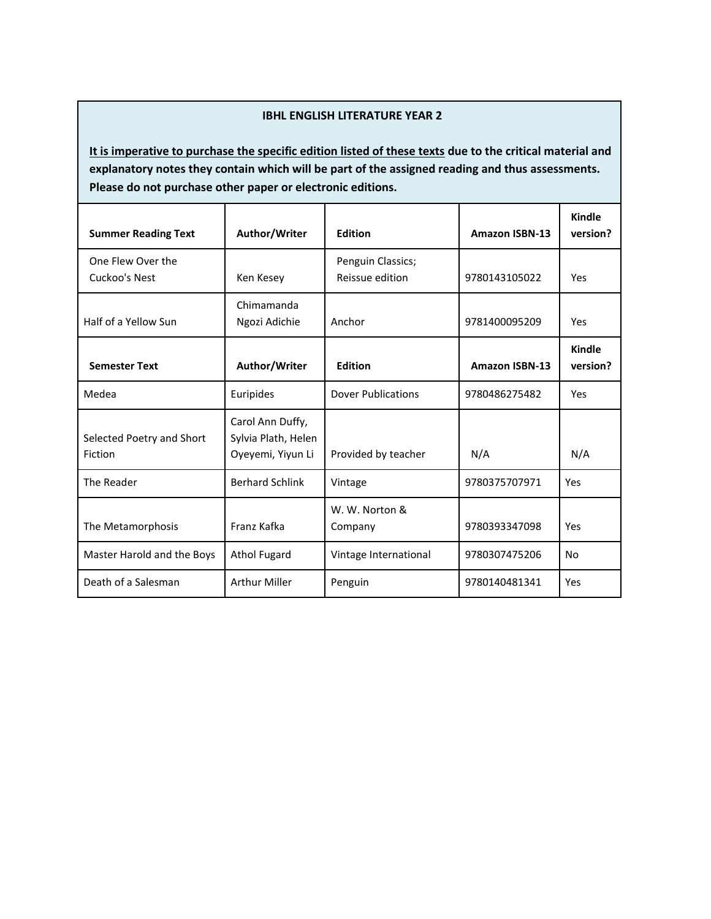**IBHL ENGLISH LITERATURE YEAR 2**

**<u>It is imperative to purchase the specific edition listed of these texts</u> due to the critical material and explanatory notes they contain which will be part of the assigned reading and thus assessments. Please do not purchase other paper or electronic editions.**

| Summer Reading Text | Author/Writer | Edition | Amazon ISBN-13 | Kindle version? |
|---|---|---|---|---|
| One Flew Over the Cuckoo's Nest | Ken Kesey | Penguin Classics; Reissue edition | 9780143105022 | Yes |
| Half of a Yellow Sun | Chimamanda Ngozi Adichie | Anchor | 9781400095209 | Yes |
| **Semester Text** | **Author/Writer** | **Edition** | **Amazon ISBN-13** | **Kindle version?** |
| Medea | Euripides | Dover Publications | 9780486275482 | Yes |
| Selected Poetry and Short Fiction | Carol Ann Duffy, Sylvia Plath, Helen Oyeyemi, Yiyun Li | Provided by teacher | N/A | N/A |
| The Reader | Berhard Schlink | Vintage | 9780375707971 | Yes |
| The Metamorphosis | Franz Kafka | W. W. Norton & Company | 9780393347098 | Yes |
| Master Harold and the Boys | Athol Fugard | Vintage International | 9780307475206 | No |
| Death of a Salesman | Arthur Miller | Penguin | 9780140481341 | Yes |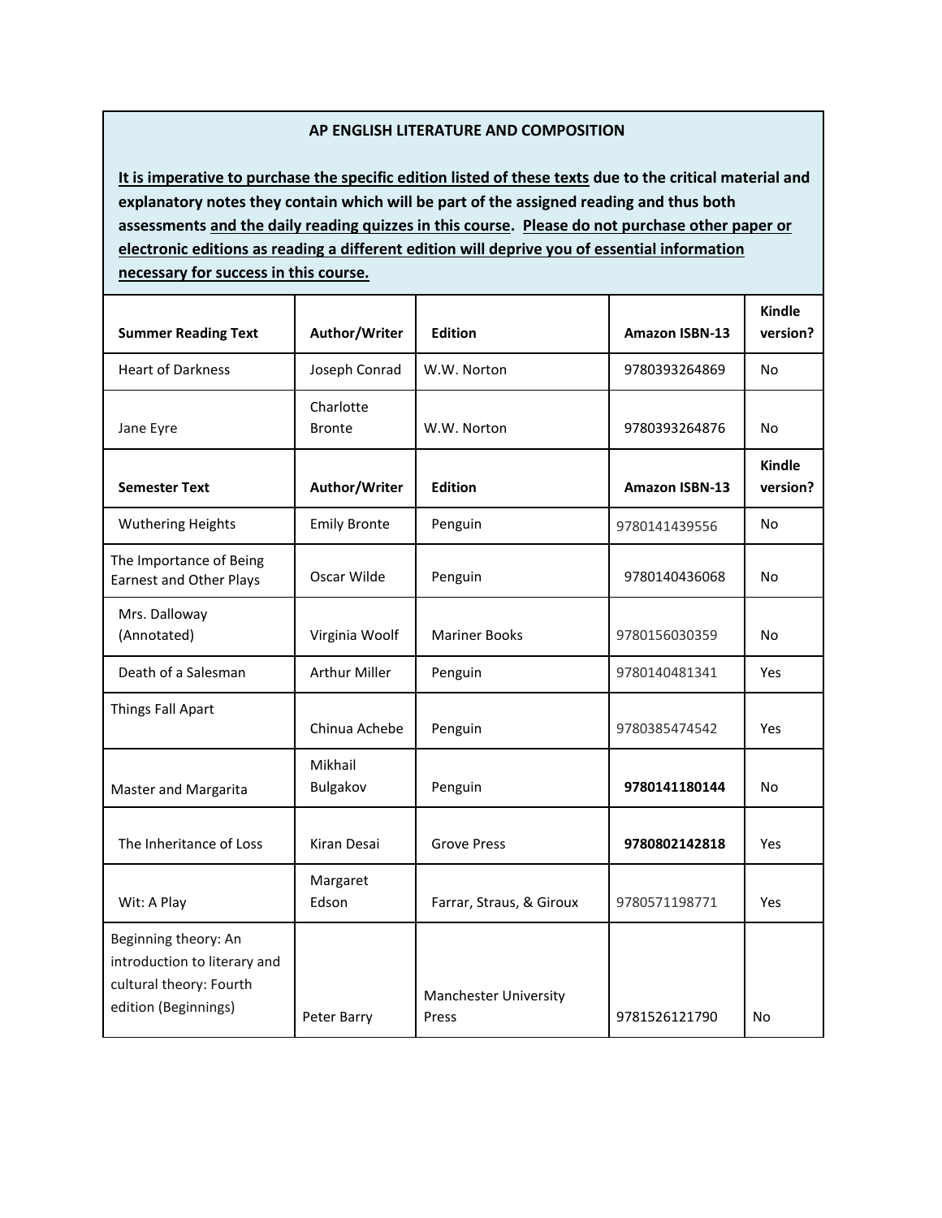**AP ENGLISH LITERATURE AND COMPOSITION**

**<u>It is imperative to purchase the specific edition listed of these texts</u> due to the critical material and explanatory notes they contain which will be part of the assigned reading and thus both assessments <u>and the daily reading quizzes in this course</u>. <u>Please do not purchase other paper or electronic editions as reading a different edition will deprive you of essential information necessary for success in this course.</u>**

| **Summer Reading Text** | **Author/Writer** | **Edition** | **Amazon ISBN-13** | **Kindle version?** |
|---|---|---|---|---|
| Heart of Darkness | Joseph Conrad | W.W. Norton | 9780393264869 | No |
| Jane Eyre | Charlotte Bronte | W.W. Norton | 9780393264876 | No |
| **Semester Text** | **Author/Writer** | **Edition** | **Amazon ISBN-13** | **Kindle version?** |
| Wuthering Heights | Emily Bronte | Penguin | 9780141439556 | No |
| The Importance of Being Earnest and Other Plays | Oscar Wilde | Penguin | 9780140436068 | No |
| Mrs. Dalloway (Annotated) | Virginia Woolf | Mariner Books | 9780156030359 | No |
| Death of a Salesman | Arthur Miller | Penguin | 9780140481341 | Yes |
| Things Fall Apart | Chinua Achebe | Penguin | 9780385474542 | Yes |
| Master and Margarita | Mikhail Bulgakov | Penguin | **9780141180144** | No |
| The Inheritance of Loss | Kiran Desai | Grove Press | **9780802142818** | Yes |
| Wit: A Play | Margaret Edson | Farrar, Straus, & Giroux | 9780571198771 | Yes |
| Beginning theory: An introduction to literary and cultural theory: Fourth edition (Beginnings) | Peter Barry | Manchester University Press | 9781526121790 | No |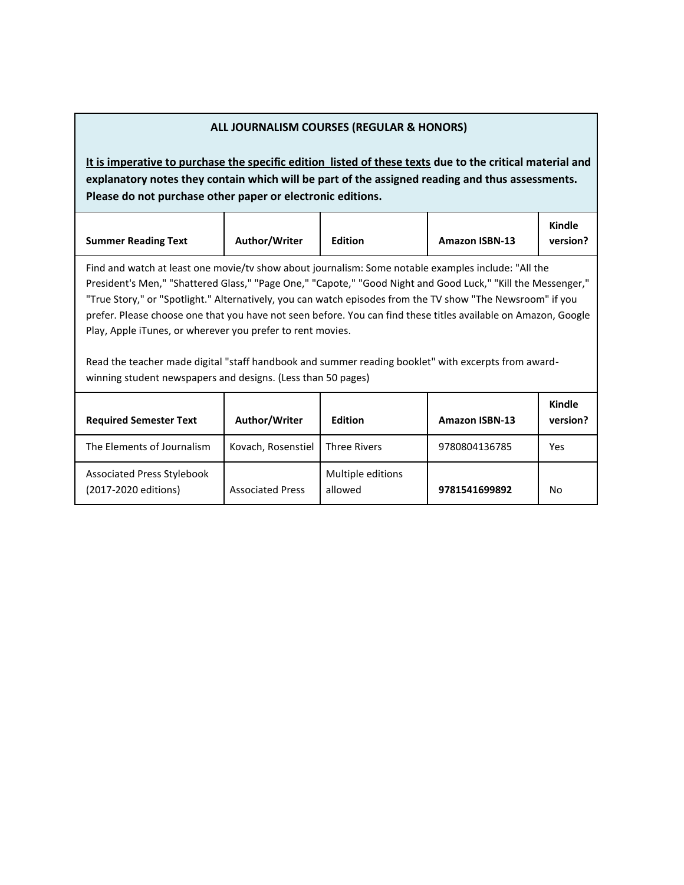**ALL JOURNALISM COURSES (REGULAR & HONORS)**

**<u>It is imperative to purchase the specific edition listed of these texts</u> due to the critical material and explanatory notes they contain which will be part of the assigned reading and thus assessments. Please do not purchase other paper or electronic editions.**

| Summer Reading Text | Author/Writer | Edition | Amazon ISBN-13 | Kindle version? |
|---|---|---|---|---|
| Find and watch at least one movie/tv show about journalism: Some notable examples include: "All the President's Men," "Shattered Glass," "Page One," "Capote," "Good Night and Good Luck," "Kill the Messenger," "True Story," or "Spotlight." Alternatively, you can watch episodes from the TV show "The Newsroom" if you prefer. Please choose one that you have not seen before. You can find these titles available on Amazon, Google Play, Apple iTunes, or wherever you prefer to rent movies. Read the teacher made digital "staff handbook and summer reading booklet" with excerpts from award-winning student newspapers and designs. (Less than 50 pages) | | | | |

| Required Semester Text | Author/Writer | Edition | Amazon ISBN-13 | Kindle version? |
|---|---|---|---|---|
| The Elements of Journalism | Kovach, Rosenstiel | Three Rivers | 9780804136785 | Yes |
| Associated Press Stylebook (2017-2020 editions) | Associated Press | Multiple editions allowed | **9781541699892** | No |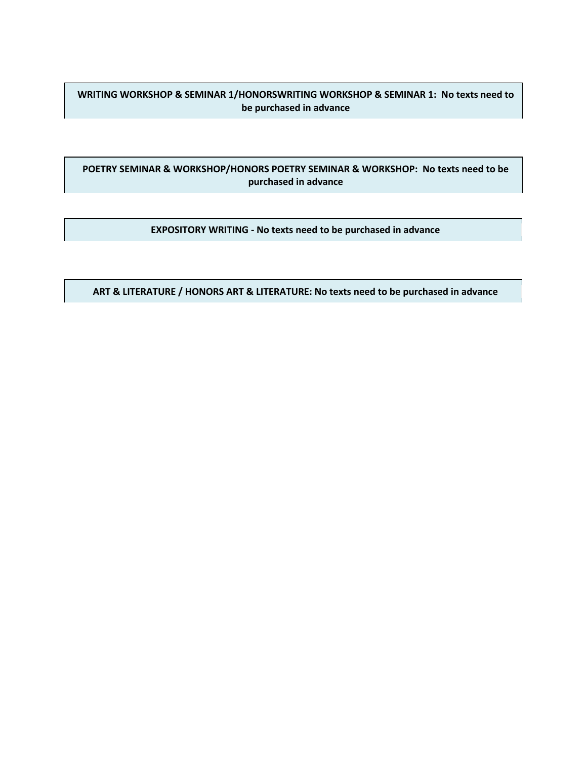**WRITING WORKSHOP & SEMINAR 1/HONORSWRITING WORKSHOP & SEMINAR 1: No texts need to be purchased in advance**

**POETRY SEMINAR & WORKSHOP/HONORS POETRY SEMINAR & WORKSHOP: No texts need to be purchased in advance**

**EXPOSITORY WRITING - No texts need to be purchased in advance**

**ART & LITERATURE / HONORS ART & LITERATURE: No texts need to be purchased in advance**